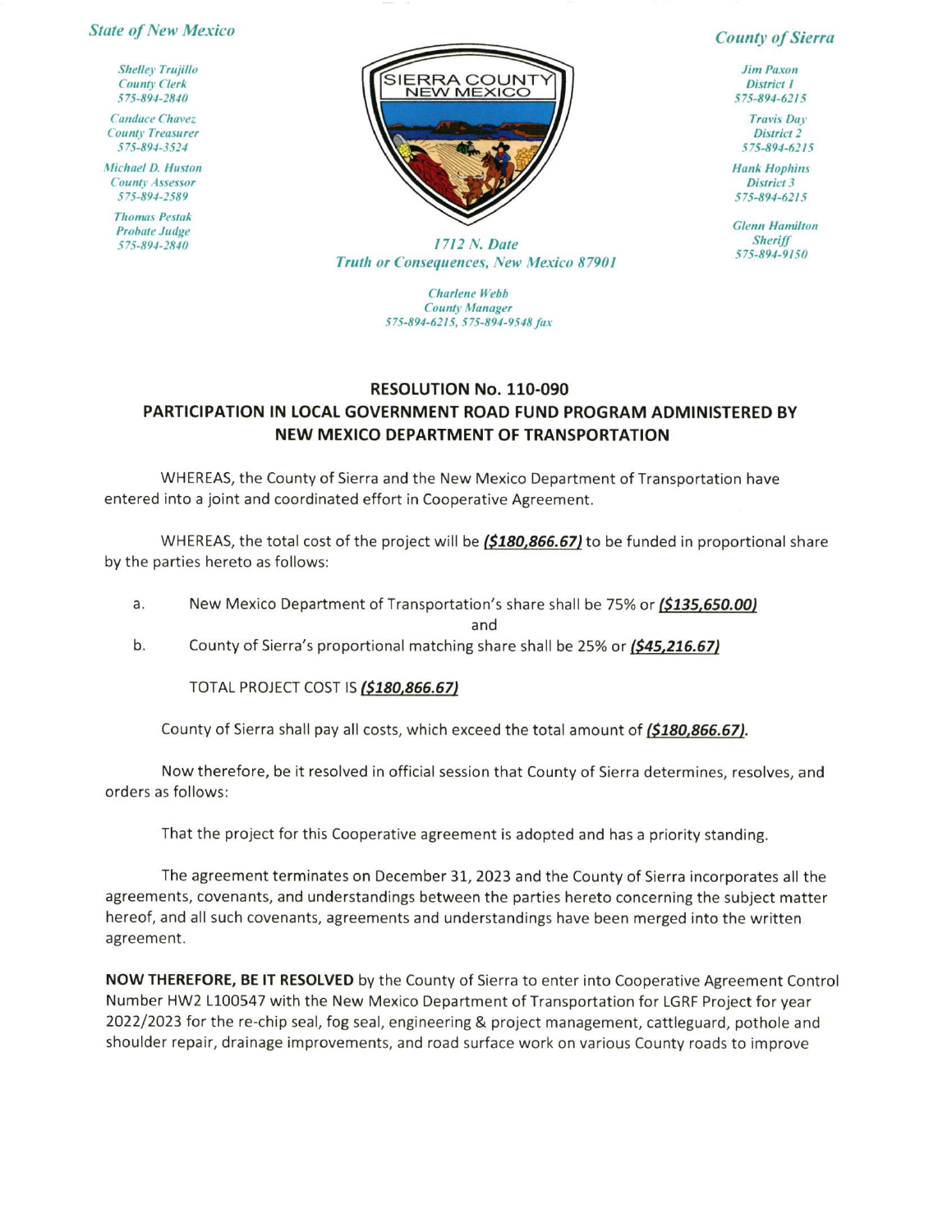*State of New Mexico*

*Shelley Trujillo*
*County Clerk*
*575-894-2840*

*Candace Chavez*
*County Treasurer*
*575-894-3524*

*Michael D. Huston*
*County Assessor*
*575-894-2589*

*Thomas Pestak*
*Probate Judge*
*575-894-2840*

SIERRA COUNTY
NEW MEXICO

*1712 N. Date*
*Truth or Consequences, New Mexico 87901*

*Charlene Webb*
*County Manager*
*575-894-6215, 575-894-9548 fax*

*County of Sierra*

*Jim Paxon*
*District 1*
*575-894-6215*

*Travis Day*
*District 2*
*575-894-6215*

*Hank Hophins*
*District 3*
*575-894-6215*

*Glenn Hamilton*
*Sheriff*
*575-894-9150*

## RESOLUTION No. 110-090
## PARTICIPATION IN LOCAL GOVERNMENT ROAD FUND PROGRAM ADMINISTERED BY NEW MEXICO DEPARTMENT OF TRANSPORTATION

WHEREAS, the County of Sierra and the New Mexico Department of Transportation have entered into a joint and coordinated effort in Cooperative Agreement.

WHEREAS, the total cost of the project will be ***($180,866.67)*** to be funded in proportional share by the parties hereto as follows:

a. New Mexico Department of Transportation's share shall be 75% or ***($135,650.00)***

and

b. County of Sierra's proportional matching share shall be 25% or ***($45,216.67)***

TOTAL PROJECT COST IS ***($180,866.67)***

County of Sierra shall pay all costs, which exceed the total amount of ***($180,866.67)***.

Now therefore, be it resolved in official session that County of Sierra determines, resolves, and orders as follows:

That the project for this Cooperative agreement is adopted and has a priority standing.

The agreement terminates on December 31, 2023 and the County of Sierra incorporates all the agreements, covenants, and understandings between the parties hereto concerning the subject matter hereof, and all such covenants, agreements and understandings have been merged into the written agreement.

**NOW THEREFORE, BE IT RESOLVED** by the County of Sierra to enter into Cooperative Agreement Control Number HW2 L100547 with the New Mexico Department of Transportation for LGRF Project for year 2022/2023 for the re-chip seal, fog seal, engineering & project management, cattleguard, pothole and shoulder repair, drainage improvements, and road surface work on various County roads to improve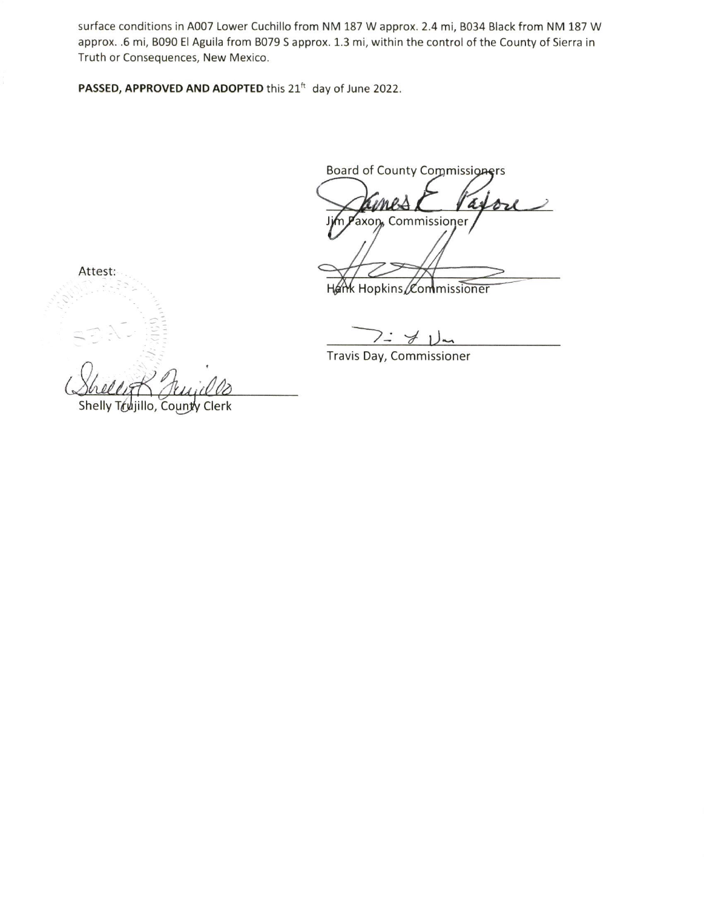surface conditions in A007 Lower Cuchillo from NM 187 W approx. 2.4 mi, B034 Black from NM 187 W approx. .6 mi, B090 El Aguila from B079 S approx. 1.3 mi, within the control of the County of Sierra in Truth or Consequences, New Mexico.

**PASSED, APPROVED AND ADOPTED** this 21[ft] day of June 2022.

Board of County Commissioners

Jim Paxon, Commissioner

Hank Hopkins, Commissioner

Travis Day, Commissioner

Attest:

Shelly Trujillo, County Clerk